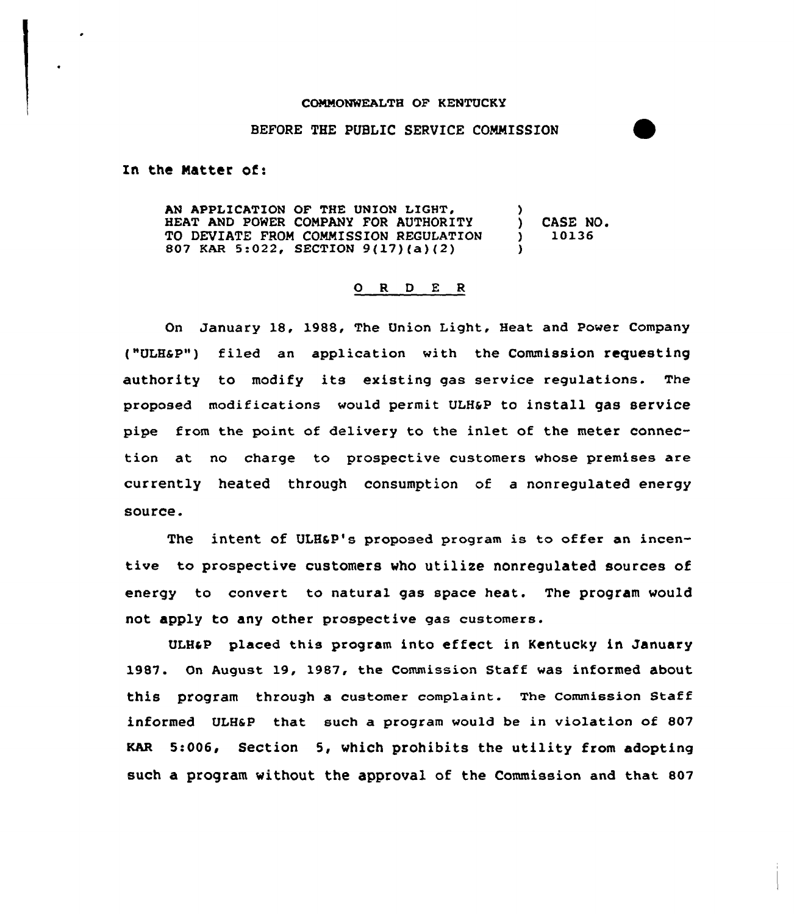COMMONWEALTH OF KENTUCKY

BEFORE THE PUBLIC SERVICE COMMISSION

In the Matter of:

| | | |
|---|---|---|
| AN APPLICATION OF THE UNION LIGHT, HEAT AND POWER COMPANY FOR AUTHORITY TO DEVIATE FROM COMMISSION REGULATION 807 KAR 5:022, SECTION 9(17)(a)(2) | ) ) ) ) | CASE NO. 10136 |

## O R D E R

On January 18, 1988, The Union Light, Heat and Power Company ("ULH&P") filed an application with the Commission requesting authority to modify its existing gas service regulations. The proposed modifications would permit ULH&P to install gas service pipe from the point of delivery to the inlet of the meter connection at no charge to prospective customers whose premises are currently heated through consumption of a nonregulated energy source.

The intent of ULH&P's proposed program is to offer an incentive to prospective customers who utilize nonregulated sources of energy to convert to natural gas space heat. The program would not apply to any other prospective gas customers.

ULH&P placed this program into effect in Kentucky in January 1987. On August 19, 1987, the Commission Staff was informed about this program through a customer complaint. The Commission Staff informed ULH&P that such a program would be in violation of 807 KAR 5:006, Section 5, which prohibits the utility from adopting such a program without the approval of the Commission and that 807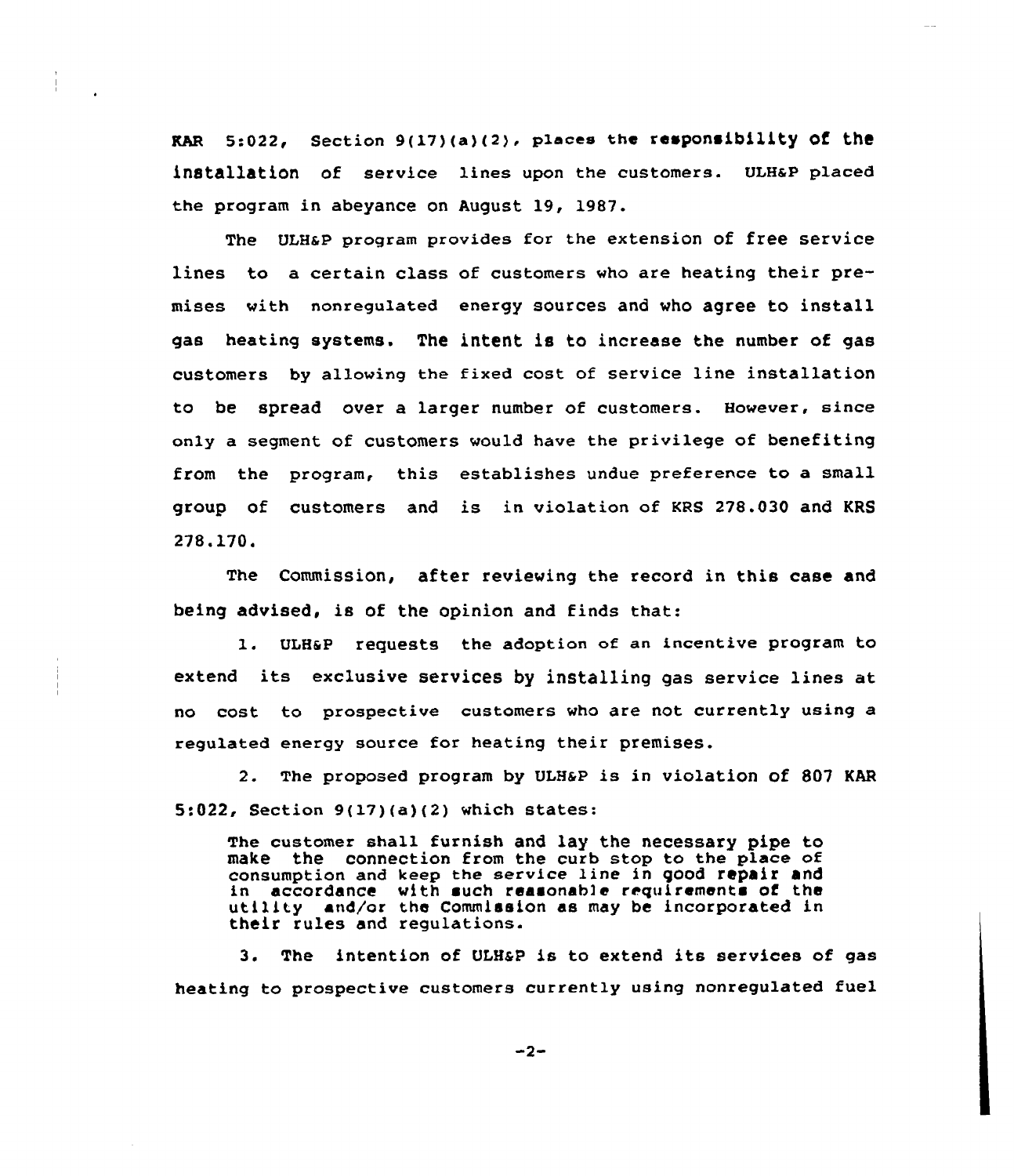KAR 5:022, Section 9(17)(a)(2), places the responsibility of the installation of service lines upon the customers. ULH&P placed the program in abeyance on August 19, 1987.

The ULH&P program provides for the extension of free service lines to a certain class of customers who are heating their premises with nonregulated energy sources and who agree to install gas heating systems. The intent is to increase the number of gas customers by allowing the fixed cost of service line installation to be spread over a larger number of customers. However, since only a segment of customers would have the privilege of benefiting from the program, this establishes undue preference to a small group of customers and is in violation of KRS 278.030 and KRS 278.170.

The Commission, after reviewing the record in this case and being advised, is of the opinion and finds that:

1. ULH&P requests the adoption of an incentive program to extend its exclusive services by installing gas service lines at no cost to prospective customers who are not currently using a regulated energy source for heating their premises.

2. The proposed program by ULH&P is in violation of 807 KAR 5:022, Section 9(17)(a)(2) which states:

> The customer shall furnish and lay the necessary pipe to make the connection from the curb stop to the place of consumption and keep the service line in good repair and in accordance with such reasonable requirements of the utility and/or the Commission as may be incorporated in their rules and regulations.

3. The intention of ULH&P is to extend its services of gas heating to prospective customers currently using nonregulated fuel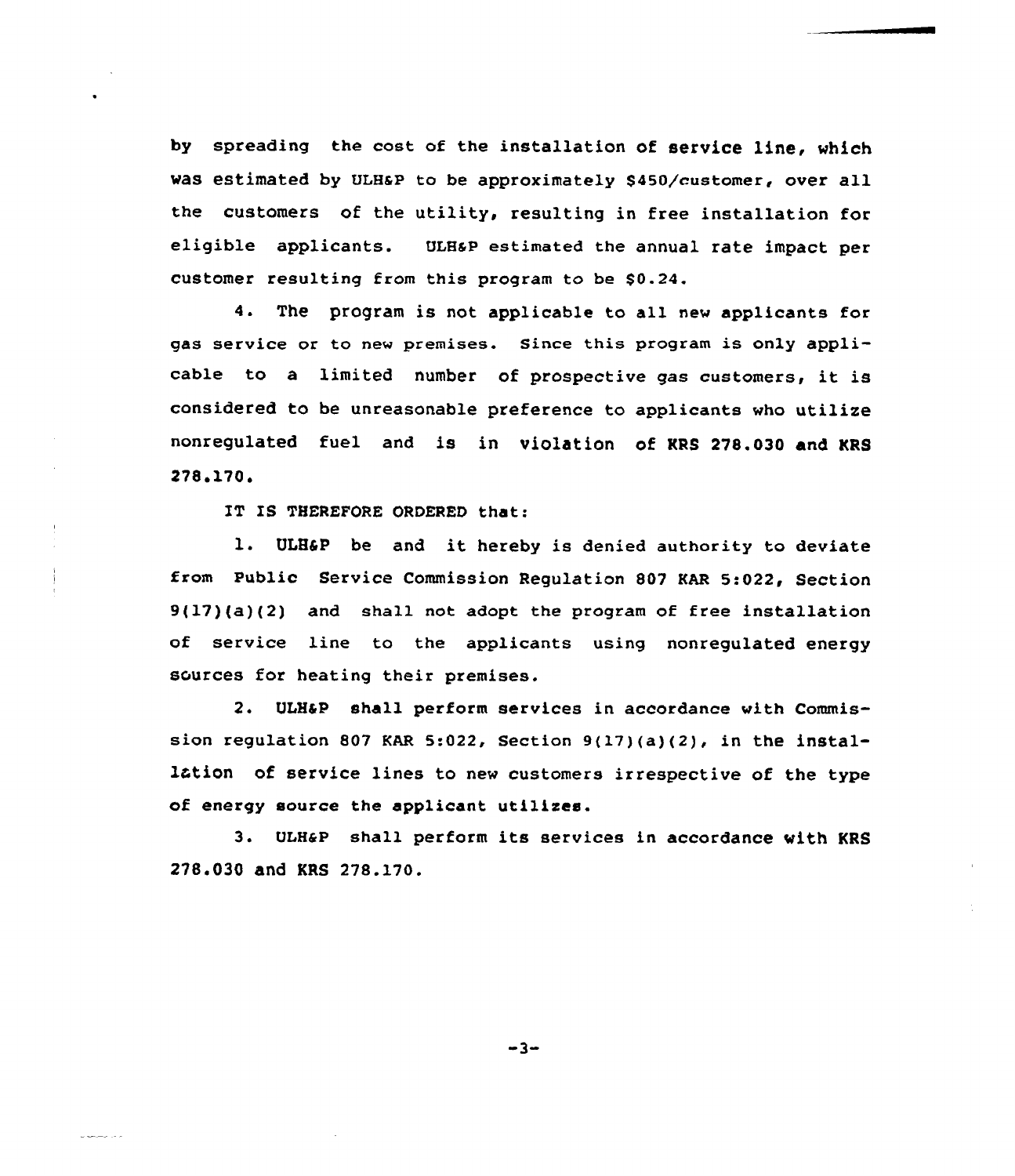by spreading the cost of the installation of service line, which was estimated by ULH&P to be approximately $450/customer, over all the customers of the utility, resulting in free installation for eligible applicants. ULH&P estimated the annual rate impact per customer resulting from this program to be $0.24.

4. The program is not applicable to all new applicants for gas service or to new premises. Since this program is only applicable to a limited number of prospective gas customers, it is considered to be unreasonable preference to applicants who utilize nonregulated fuel and is in violation of KRS 278.030 and KRS 278.170.

IT IS THEREFORE ORDERED that:

1. ULH&P be and it hereby is denied authority to deviate from Public Service Commission Regulation 807 KAR 5:022, Section 9(17)(a)(2) and shall not adopt the program of free installation of service line to the applicants using nonregulated energy sources for heating their premises.

2. ULH&P shall perform services in accordance with Commission regulation 807 KAR 5:022, Section 9(17)(a)(2), in the installation of service lines to new customers irrespective of the type of energy source the applicant utilizes.

3. ULH&P shall perform its services in accordance with KRS 278.030 and KRS 278.170.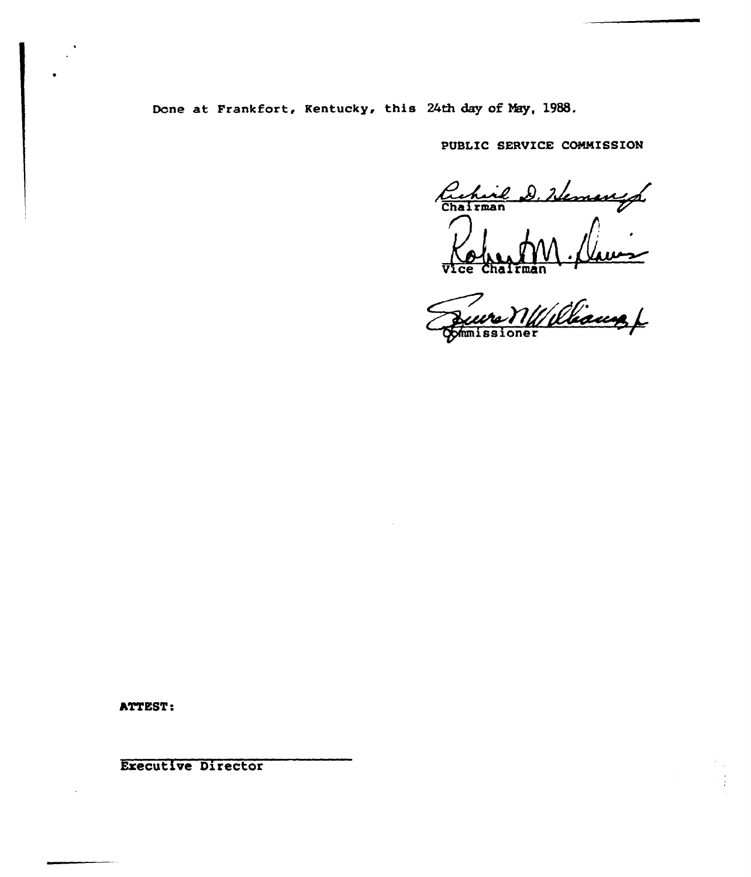Done at Frankfort, Kentucky, this 24th day of May, 1988.

PUBLIC SERVICE COMMISSION

Chairman

Vice Chairman

Commissioner

ATTEST:

Executive Director